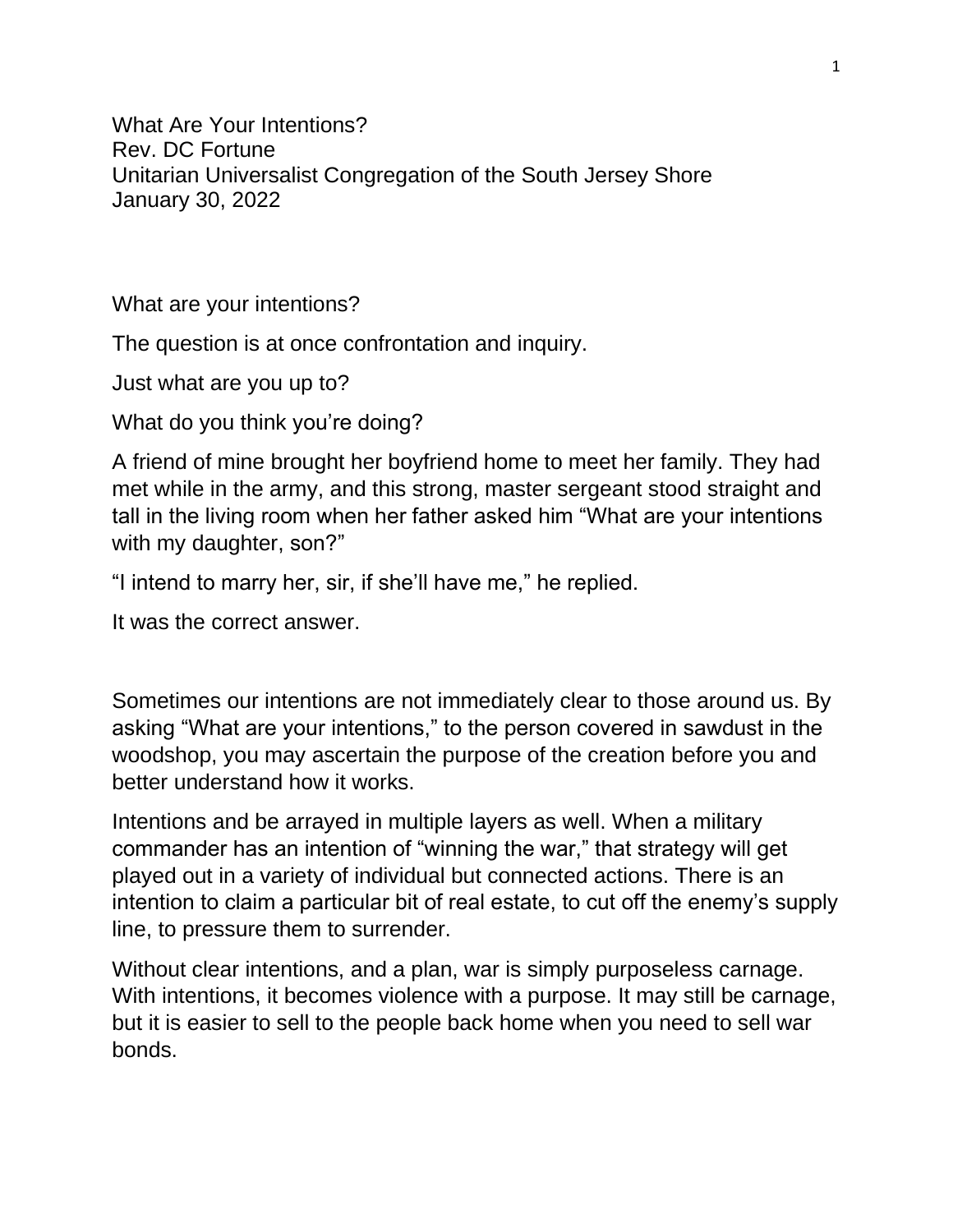What Are Your Intentions?
Rev. DC Fortune
Unitarian Universalist Congregation of the South Jersey Shore
January 30, 2022

What are your intentions?

The question is at once confrontation and inquiry.

Just what are you up to?

What do you think you're doing?

A friend of mine brought her boyfriend home to meet her family. They had met while in the army, and this strong, master sergeant stood straight and tall in the living room when her father asked him "What are your intentions with my daughter, son?"

"I intend to marry her, sir, if she'll have me," he replied.

It was the correct answer.

Sometimes our intentions are not immediately clear to those around us. By asking "What are your intentions," to the person covered in sawdust in the woodshop, you may ascertain the purpose of the creation before you and better understand how it works.

Intentions and be arrayed in multiple layers as well. When a military commander has an intention of "winning the war," that strategy will get played out in a variety of individual but connected actions. There is an intention to claim a particular bit of real estate, to cut off the enemy's supply line, to pressure them to surrender.

Without clear intentions, and a plan, war is simply purposeless carnage. With intentions, it becomes violence with a purpose. It may still be carnage, but it is easier to sell to the people back home when you need to sell war bonds.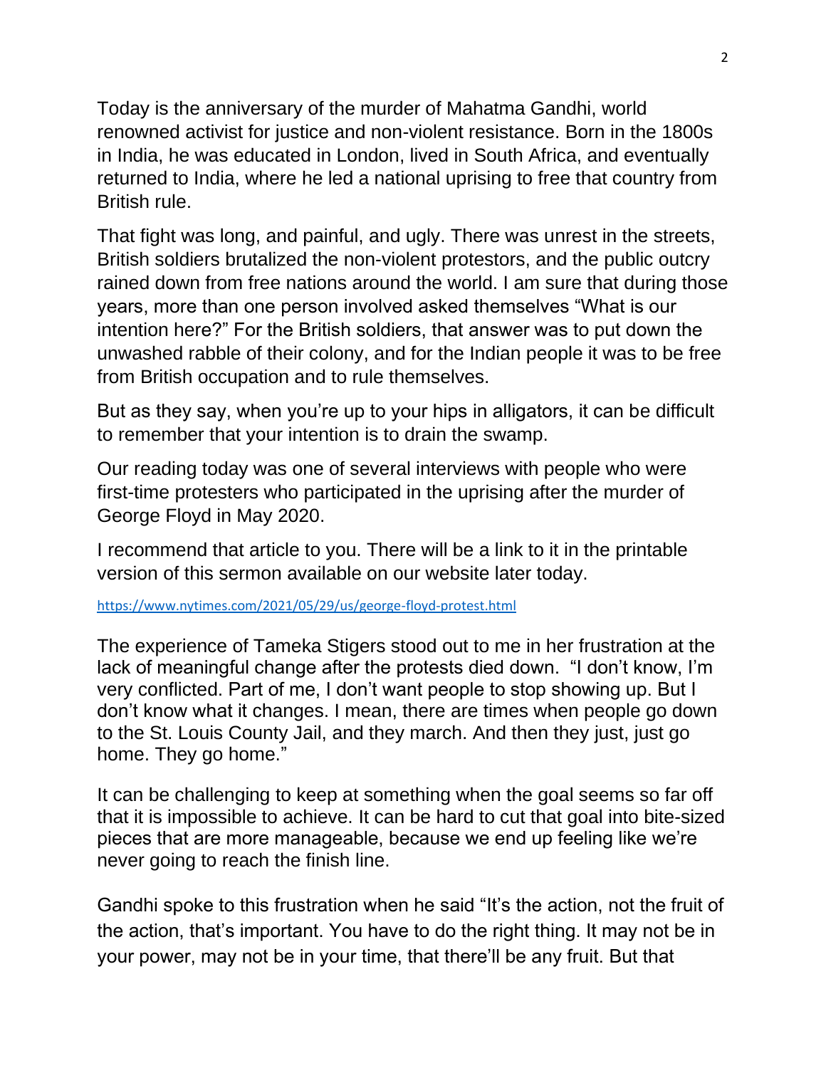Today is the anniversary of the murder of Mahatma Gandhi, world renowned activist for justice and non-violent resistance. Born in the 1800s in India, he was educated in London, lived in South Africa, and eventually returned to India, where he led a national uprising to free that country from British rule.

That fight was long, and painful, and ugly. There was unrest in the streets, British soldiers brutalized the non-violent protestors, and the public outcry rained down from free nations around the world. I am sure that during those years, more than one person involved asked themselves "What is our intention here?" For the British soldiers, that answer was to put down the unwashed rabble of their colony, and for the Indian people it was to be free from British occupation and to rule themselves.

But as they say, when you're up to your hips in alligators, it can be difficult to remember that your intention is to drain the swamp.

Our reading today was one of several interviews with people who were first-time protesters who participated in the uprising after the murder of George Floyd in May 2020.

I recommend that article to you. There will be a link to it in the printable version of this sermon available on our website later today.

https://www.nytimes.com/2021/05/29/us/george-floyd-protest.html

The experience of Tameka Stigers stood out to me in her frustration at the lack of meaningful change after the protests died down. "I don't know, I'm very conflicted. Part of me, I don't want people to stop showing up. But I don't know what it changes. I mean, there are times when people go down to the St. Louis County Jail, and they march. And then they just, just go home. They go home."

It can be challenging to keep at something when the goal seems so far off that it is impossible to achieve. It can be hard to cut that goal into bite-sized pieces that are more manageable, because we end up feeling like we're never going to reach the finish line.

Gandhi spoke to this frustration when he said "It's the action, not the fruit of the action, that's important. You have to do the right thing. It may not be in your power, may not be in your time, that there'll be any fruit. But that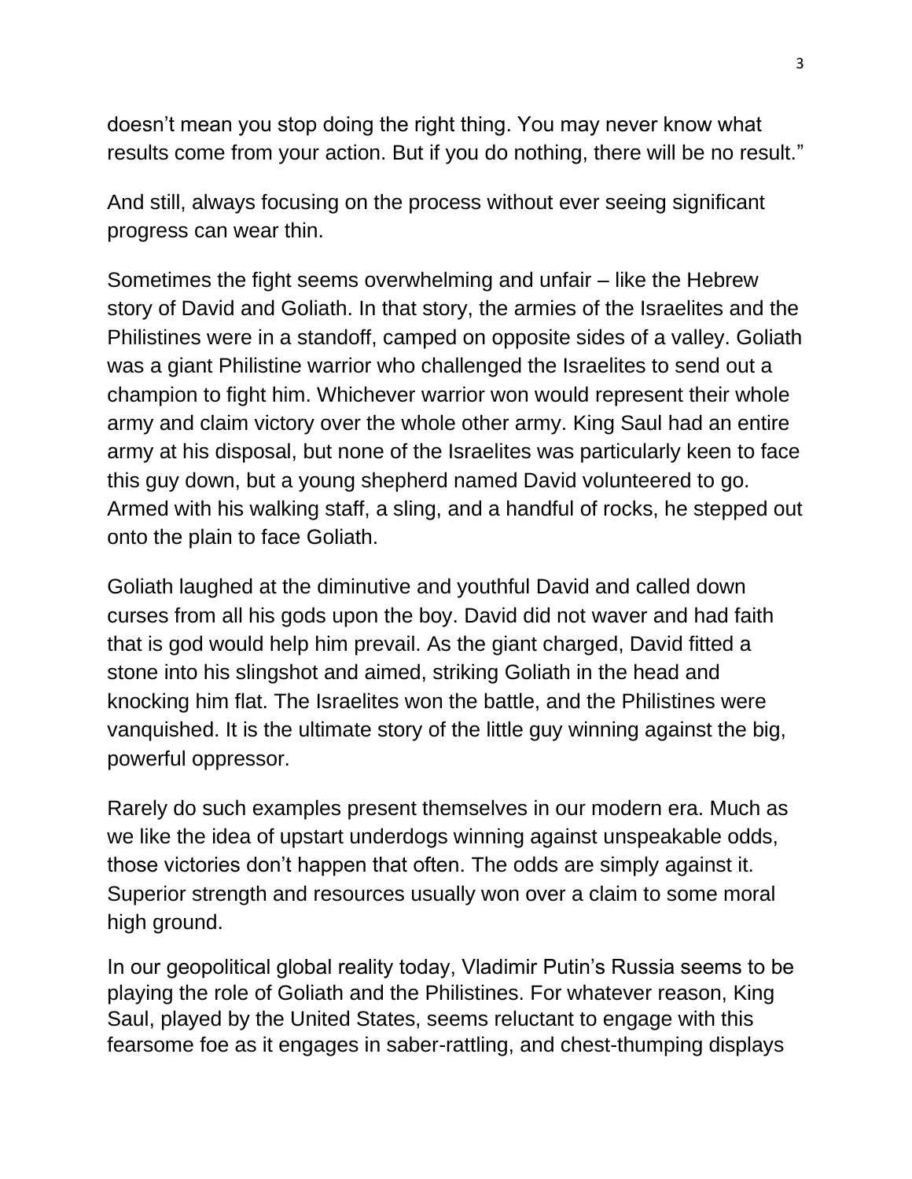doesn’t mean you stop doing the right thing. You may never know what results come from your action. But if you do nothing, there will be no result.”

And still, always focusing on the process without ever seeing significant progress can wear thin.

Sometimes the fight seems overwhelming and unfair – like the Hebrew story of David and Goliath. In that story, the armies of the Israelites and the Philistines were in a standoff, camped on opposite sides of a valley. Goliath was a giant Philistine warrior who challenged the Israelites to send out a champion to fight him. Whichever warrior won would represent their whole army and claim victory over the whole other army. King Saul had an entire army at his disposal, but none of the Israelites was particularly keen to face this guy down, but a young shepherd named David volunteered to go. Armed with his walking staff, a sling, and a handful of rocks, he stepped out onto the plain to face Goliath.

Goliath laughed at the diminutive and youthful David and called down curses from all his gods upon the boy. David did not waver and had faith that is god would help him prevail. As the giant charged, David fitted a stone into his slingshot and aimed, striking Goliath in the head and knocking him flat. The Israelites won the battle, and the Philistines were vanquished. It is the ultimate story of the little guy winning against the big, powerful oppressor.

Rarely do such examples present themselves in our modern era. Much as we like the idea of upstart underdogs winning against unspeakable odds, those victories don’t happen that often. The odds are simply against it. Superior strength and resources usually won over a claim to some moral high ground.

In our geopolitical global reality today, Vladimir Putin’s Russia seems to be playing the role of Goliath and the Philistines. For whatever reason, King Saul, played by the United States, seems reluctant to engage with this fearsome foe as it engages in saber-rattling, and chest-thumping displays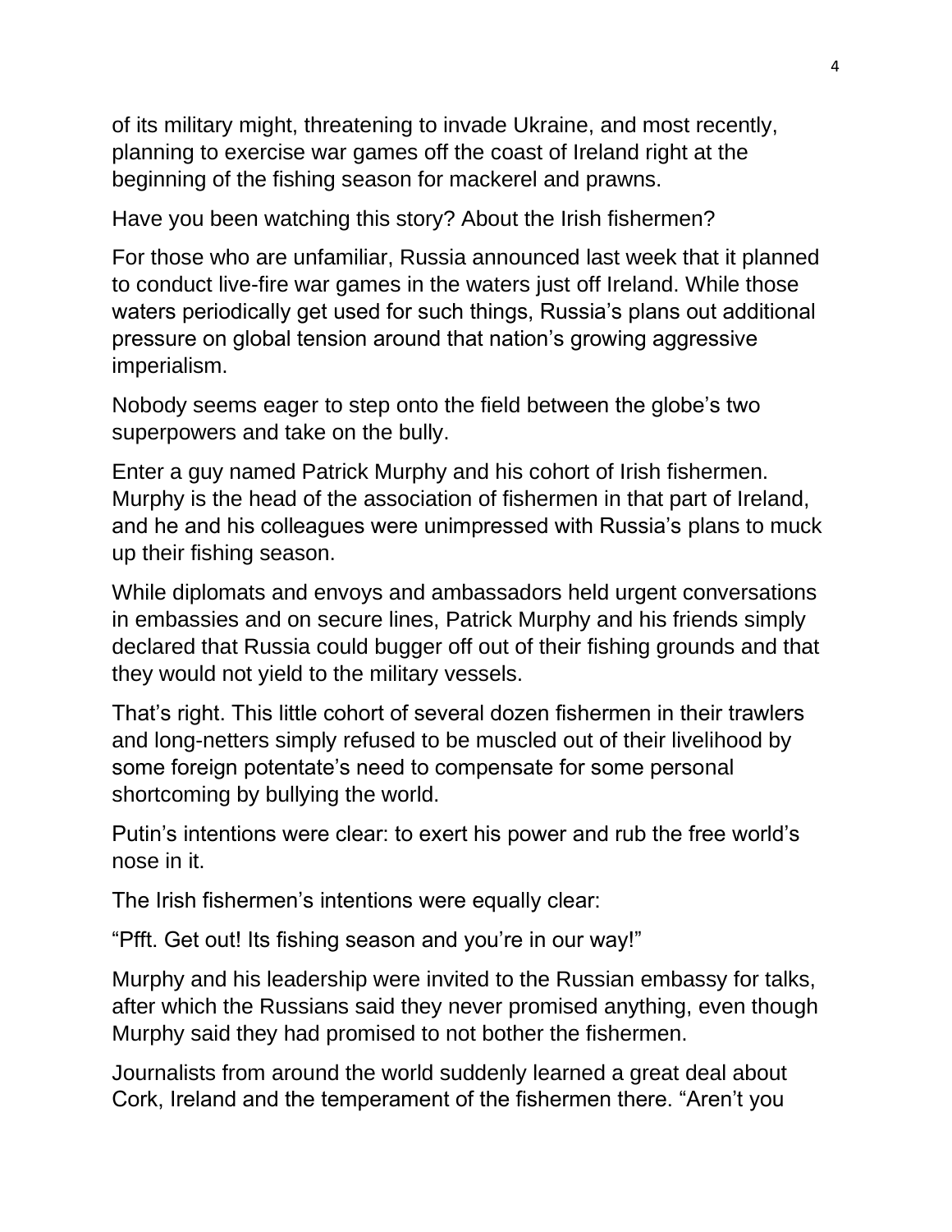of its military might, threatening to invade Ukraine, and most recently, planning to exercise war games off the coast of Ireland right at the beginning of the fishing season for mackerel and prawns.

Have you been watching this story? About the Irish fishermen?

For those who are unfamiliar, Russia announced last week that it planned to conduct live-fire war games in the waters just off Ireland. While those waters periodically get used for such things, Russia's plans out additional pressure on global tension around that nation's growing aggressive imperialism.

Nobody seems eager to step onto the field between the globe's two superpowers and take on the bully.

Enter a guy named Patrick Murphy and his cohort of Irish fishermen. Murphy is the head of the association of fishermen in that part of Ireland, and he and his colleagues were unimpressed with Russia's plans to muck up their fishing season.

While diplomats and envoys and ambassadors held urgent conversations in embassies and on secure lines, Patrick Murphy and his friends simply declared that Russia could bugger off out of their fishing grounds and that they would not yield to the military vessels.

That's right. This little cohort of several dozen fishermen in their trawlers and long-netters simply refused to be muscled out of their livelihood by some foreign potentate's need to compensate for some personal shortcoming by bullying the world.

Putin's intentions were clear: to exert his power and rub the free world's nose in it.

The Irish fishermen's intentions were equally clear:

"Pffft. Get out! Its fishing season and you're in our way!"

Murphy and his leadership were invited to the Russian embassy for talks, after which the Russians said they never promised anything, even though Murphy said they had promised to not bother the fishermen.

Journalists from around the world suddenly learned a great deal about Cork, Ireland and the temperament of the fishermen there. "Aren't you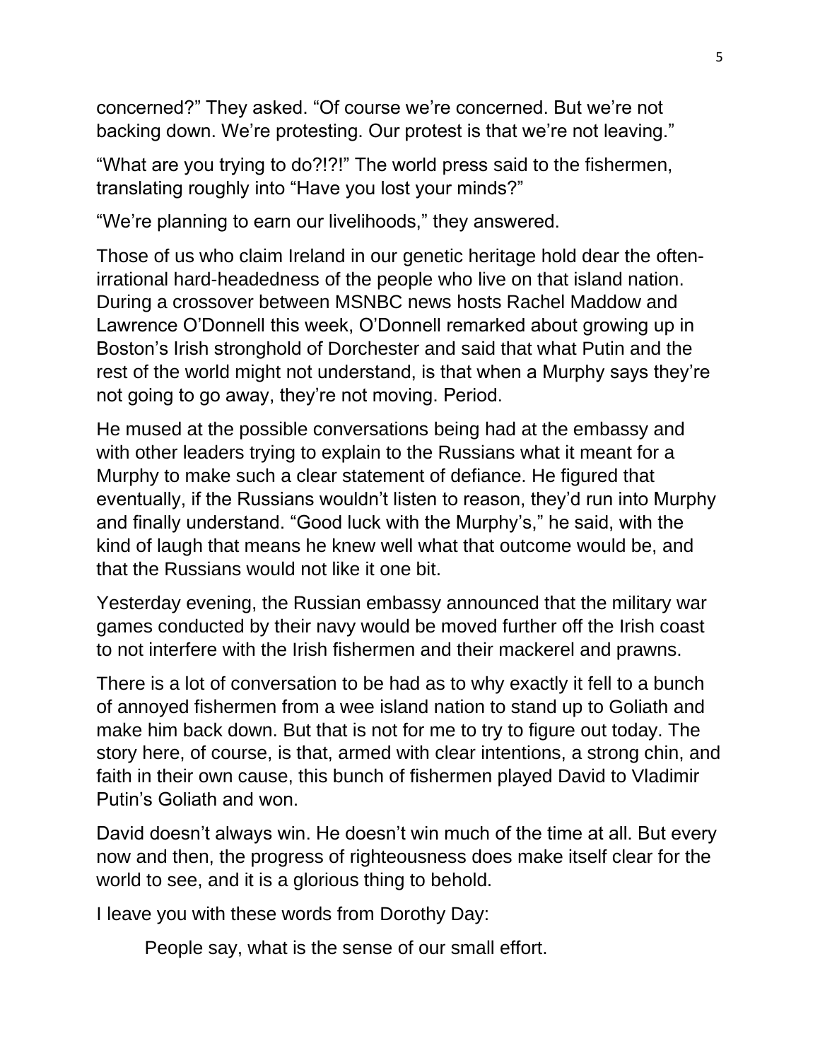concerned?" They asked. "Of course we're concerned. But we're not backing down. We're protesting. Our protest is that we're not leaving."

"What are you trying to do?!?!" The world press said to the fishermen, translating roughly into "Have you lost your minds?"

"We're planning to earn our livelihoods," they answered.

Those of us who claim Ireland in our genetic heritage hold dear the often-irrational hard-headedness of the people who live on that island nation. During a crossover between MSNBC news hosts Rachel Maddow and Lawrence O'Donnell this week, O'Donnell remarked about growing up in Boston's Irish stronghold of Dorchester and said that what Putin and the rest of the world might not understand, is that when a Murphy says they're not going to go away, they're not moving. Period.

He mused at the possible conversations being had at the embassy and with other leaders trying to explain to the Russians what it meant for a Murphy to make such a clear statement of defiance. He figured that eventually, if the Russians wouldn't listen to reason, they'd run into Murphy and finally understand. "Good luck with the Murphy's," he said, with the kind of laugh that means he knew well what that outcome would be, and that the Russians would not like it one bit.

Yesterday evening, the Russian embassy announced that the military war games conducted by their navy would be moved further off the Irish coast to not interfere with the Irish fishermen and their mackerel and prawns.

There is a lot of conversation to be had as to why exactly it fell to a bunch of annoyed fishermen from a wee island nation to stand up to Goliath and make him back down. But that is not for me to try to figure out today. The story here, of course, is that, armed with clear intentions, a strong chin, and faith in their own cause, this bunch of fishermen played David to Vladimir Putin's Goliath and won.

David doesn't always win. He doesn't win much of the time at all. But every now and then, the progress of righteousness does make itself clear for the world to see, and it is a glorious thing to behold.

I leave you with these words from Dorothy Day:

> People say, what is the sense of our small effort.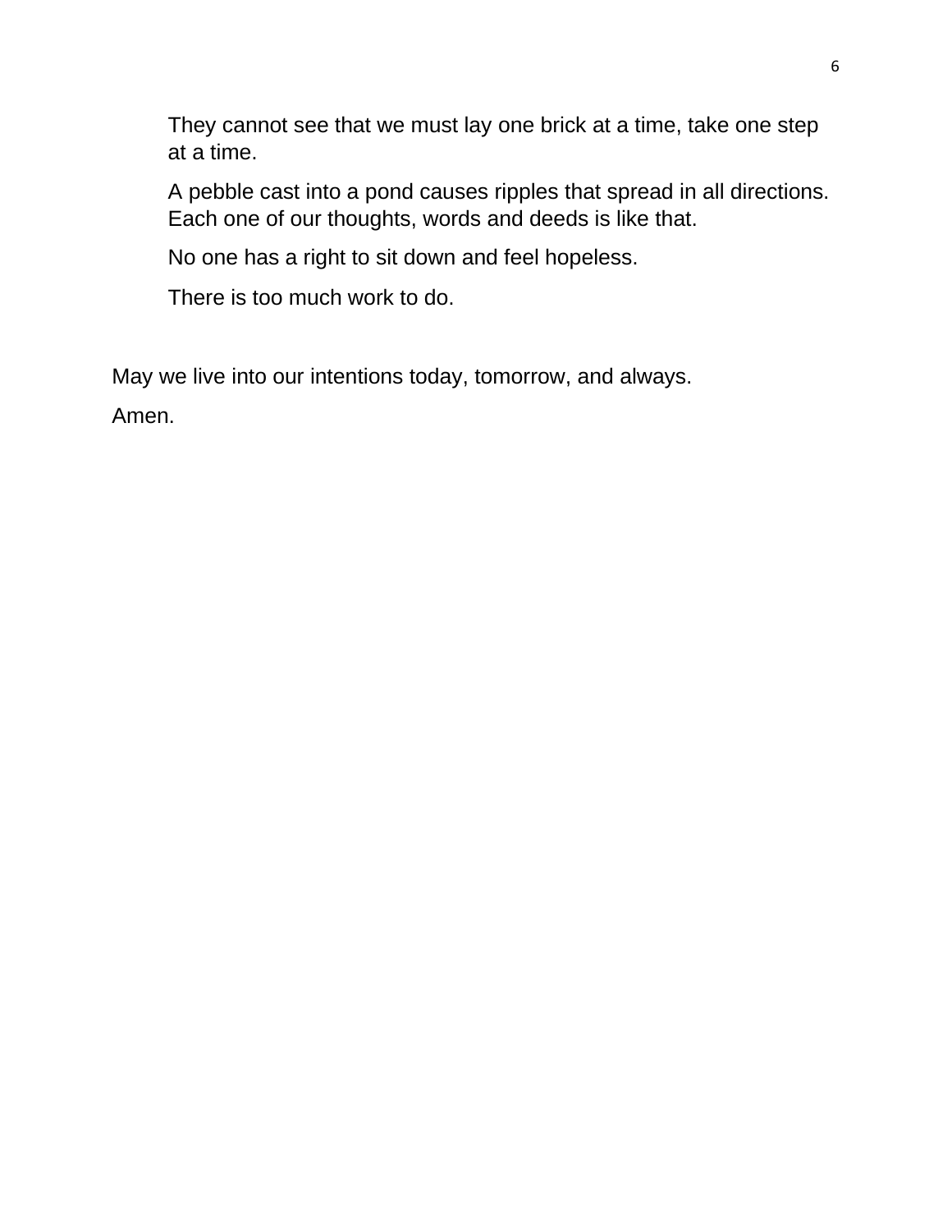> They cannot see that we must lay one brick at a time, take one step at a time.
>
> A pebble cast into a pond causes ripples that spread in all directions. Each one of our thoughts, words and deeds is like that.
>
> No one has a right to sit down and feel hopeless.
>
> There is too much work to do.

May we live into our intentions today, tomorrow, and always.

Amen.